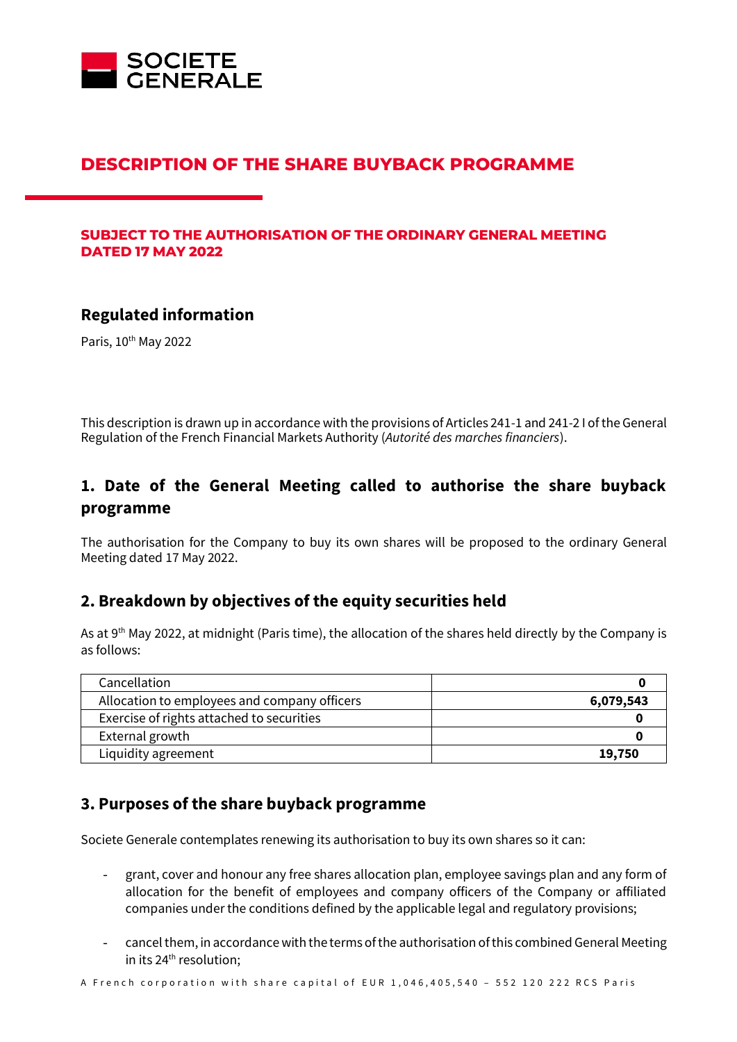SOCIETE GENERALE

# DESCRIPTION OF THE SHARE BUYBACK PROGRAMME

### SUBJECT TO THE AUTHORISATION OF THE ORDINARY GENERAL MEETING DATED 17 MAY 2022

## Regulated information

Paris, 10th May 2022

This description is drawn up in accordance with the provisions of Articles 241-1 and 241-2 I of the General Regulation of the French Financial Markets Authority (*Autorité des marches financiers*).

## 1. Date of the General Meeting called to authorise the share buyback programme

The authorisation for the Company to buy its own shares will be proposed to the ordinary General Meeting dated 17 May 2022.

## 2. Breakdown by objectives of the equity securities held

As at 9th May 2022, at midnight (Paris time), the allocation of the shares held directly by the Company is as follows:

| | |
|---|---|
| Cancellation | **0** |
| Allocation to employees and company officers | **6,079,543** |
| Exercise of rights attached to securities | **0** |
| External growth | **0** |
| Liquidity agreement | **19,750** |

## 3. Purposes of the share buyback programme

Societe Generale contemplates renewing its authorisation to buy its own shares so it can:

- grant, cover and honour any free shares allocation plan, employee savings plan and any form of allocation for the benefit of employees and company officers of the Company or affiliated companies under the conditions defined by the applicable legal and regulatory provisions;

- cancel them, in accordance with the terms of the authorisation of this combined General Meeting in its 24th resolution;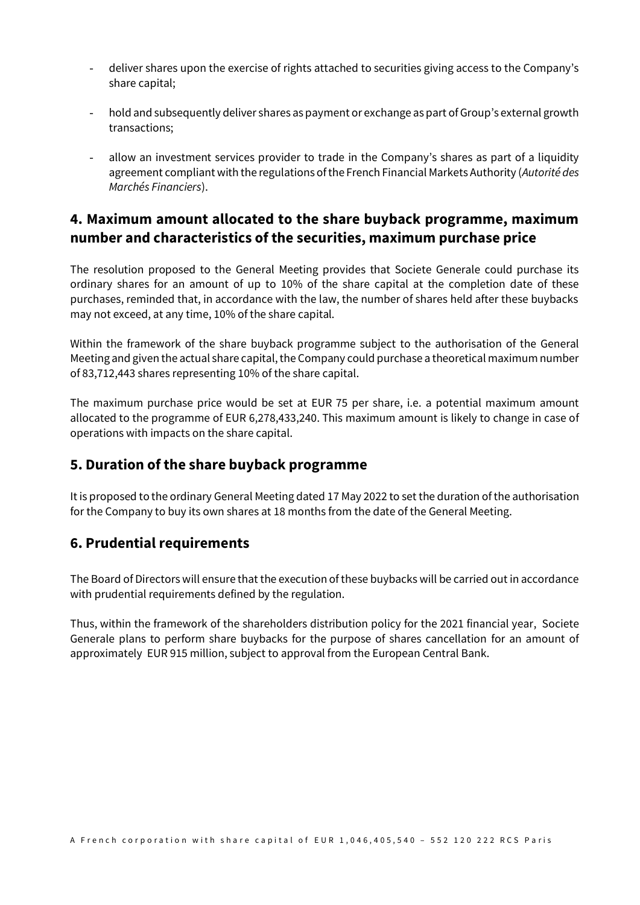- deliver shares upon the exercise of rights attached to securities giving access to the Company's share capital;
- hold and subsequently deliver shares as payment or exchange as part of Group's external growth transactions;
- allow an investment services provider to trade in the Company's shares as part of a liquidity agreement compliant with the regulations of the French Financial Markets Authority (*Autorité des Marchés Financiers*).

## 4. Maximum amount allocated to the share buyback programme, maximum number and characteristics of the securities, maximum purchase price

The resolution proposed to the General Meeting provides that Societe Generale could purchase its ordinary shares for an amount of up to 10% of the share capital at the completion date of these purchases, reminded that, in accordance with the law, the number of shares held after these buybacks may not exceed, at any time, 10% of the share capital.

Within the framework of the share buyback programme subject to the authorisation of the General Meeting and given the actual share capital, the Company could purchase a theoretical maximum number of 83,712,443 shares representing 10% of the share capital.

The maximum purchase price would be set at EUR 75 per share, i.e. a potential maximum amount allocated to the programme of EUR 6,278,433,240. This maximum amount is likely to change in case of operations with impacts on the share capital.

## 5. Duration of the share buyback programme

It is proposed to the ordinary General Meeting dated 17 May 2022 to set the duration of the authorisation for the Company to buy its own shares at 18 months from the date of the General Meeting.

## 6. Prudential requirements

The Board of Directors will ensure that the execution of these buybacks will be carried out in accordance with prudential requirements defined by the regulation.

Thus, within the framework of the shareholders distribution policy for the 2021 financial year, Societe Generale plans to perform share buybacks for the purpose of shares cancellation for an amount of approximately EUR 915 million, subject to approval from the European Central Bank.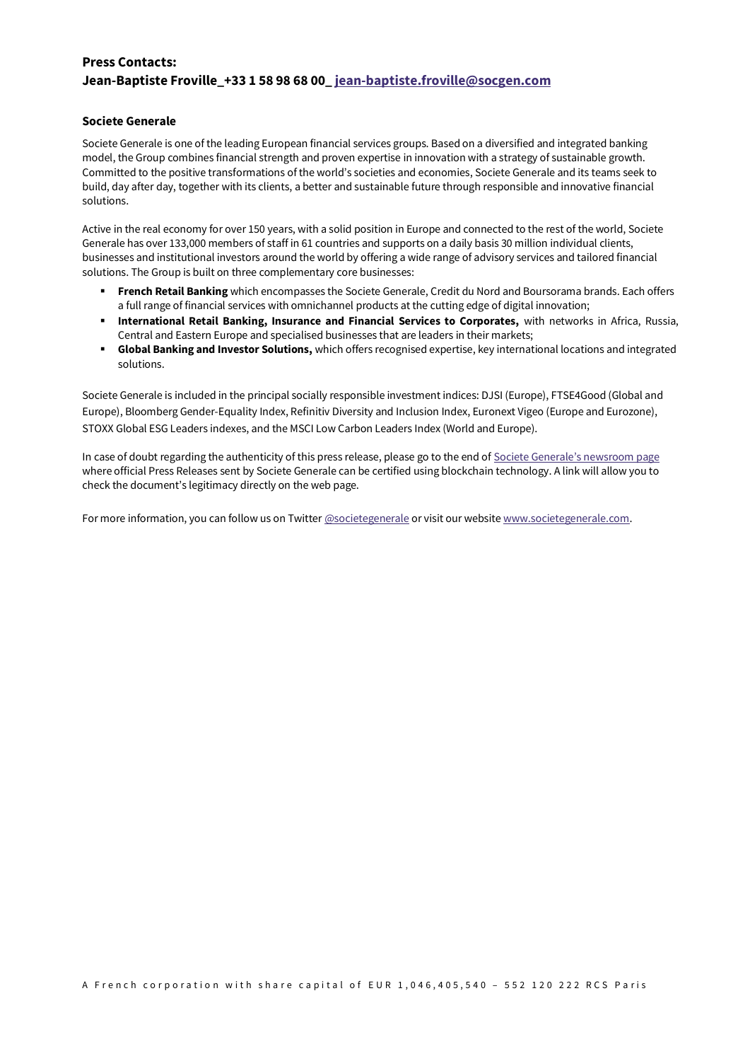**Press Contacts:**
**Jean-Baptiste Froville_+33 1 58 98 68 00_ jean-baptiste.froville@socgen.com**

**Societe Generale**

Societe Generale is one of the leading European financial services groups. Based on a diversified and integrated banking model, the Group combines financial strength and proven expertise in innovation with a strategy of sustainable growth. Committed to the positive transformations of the world's societies and economies, Societe Generale and its teams seek to build, day after day, together with its clients, a better and sustainable future through responsible and innovative financial solutions.

Active in the real economy for over 150 years, with a solid position in Europe and connected to the rest of the world, Societe Generale has over 133,000 members of staff in 61 countries and supports on a daily basis 30 million individual clients, businesses and institutional investors around the world by offering a wide range of advisory services and tailored financial solutions. The Group is built on three complementary core businesses:

- **French Retail Banking** which encompasses the Societe Generale, Credit du Nord and Boursorama brands. Each offers a full range of financial services with omnichannel products at the cutting edge of digital innovation;
- **International Retail Banking, Insurance and Financial Services to Corporates,** with networks in Africa, Russia, Central and Eastern Europe and specialised businesses that are leaders in their markets;
- **Global Banking and Investor Solutions,** which offers recognised expertise, key international locations and integrated solutions.

Societe Generale is included in the principal socially responsible investment indices: DJSI (Europe), FTSE4Good (Global and Europe), Bloomberg Gender-Equality Index, Refinitiv Diversity and Inclusion Index, Euronext Vigeo (Europe and Eurozone), STOXX Global ESG Leaders indexes, and the MSCI Low Carbon Leaders Index (World and Europe).

In case of doubt regarding the authenticity of this press release, please go to the end of Societe Generale's newsroom page where official Press Releases sent by Societe Generale can be certified using blockchain technology. A link will allow you to check the document's legitimacy directly on the web page.

For more information, you can follow us on Twitter @societegenerale or visit our website www.societegenerale.com.

A French corporation with share capital of EUR 1,046,405,540 – 552 120 222 RCS Paris